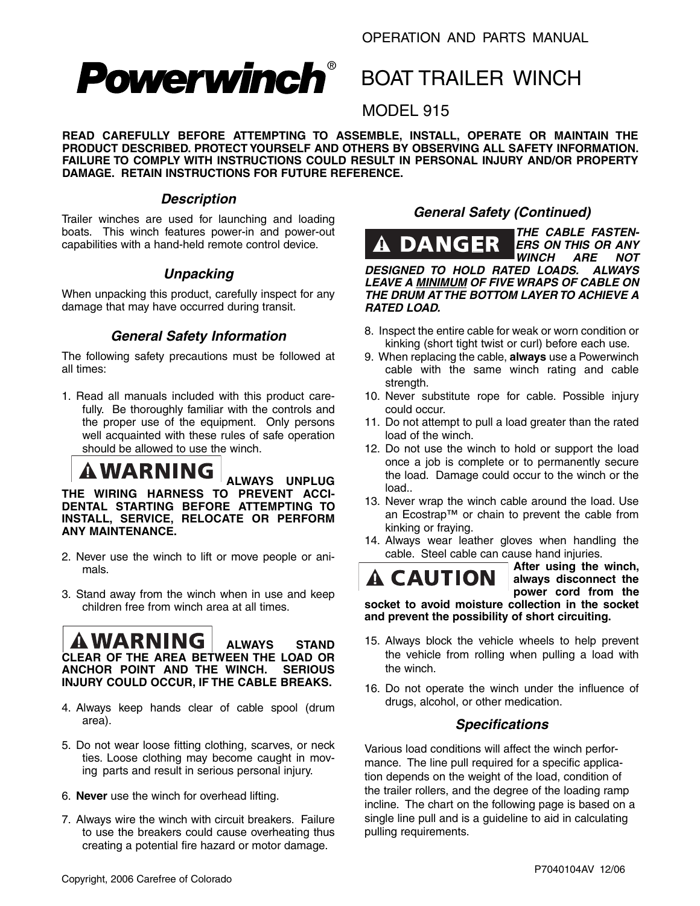OPERATION AND PARTS MANUAL

# Powerwinch®

# BOAT TRAILER WINCH

## MODEL 915

**READ CAREFULLY BEFORE ATTEMPTING TO ASSEMBLE, INSTALL, OPERATE OR MAINTAIN THE PRODUCT DESCRIBED. PROTECT YOURSELF AND OTHERS BY OBSERVING ALL SAFETY INFORMATION. FAILURE TO COMPLY WITH INSTRUCTIONS COULD RESULT IN PERSONAL INJURY AND/OR PROPERTY DAMAGE. RETAIN INSTRUCTIONS FOR FUTURE REFERENCE.**

### *Description*

Trailer winches are used for launching and loading boats. This winch features power-in and power-out capabilities with a hand-held remote control device.

### *Unpacking*

When unpacking this product, carefully inspect for any damage that may have occurred during transit.

### *General Safety Information*

The following safety precautions must be followed at all times:

1. Read all manuals included with this product carefully. Be thoroughly familiar with the controls and the proper use of the equipment. Only persons well acquainted with these rules of safe operation should be allowed to use the winch.

**⚠ WARNING ALWAYS UNPLUG THE WIRING HARNESS TO PREVENT ACCIDENTAL STARTING BEFORE ATTEMPTING TO INSTALL, SERVICE, RELOCATE OR PERFORM ANY MAINTENANCE.**

2. Never use the winch to lift or move people or animals.

3. Stand away from the winch when in use and keep children free from winch area at all times.

**⚠ WARNING ALWAYS STAND CLEAR OF THE AREA BETWEEN THE LOAD OR ANCHOR POINT AND THE WINCH. SERIOUS INJURY COULD OCCUR, IF THE CABLE BREAKS.**

4. Always keep hands clear of cable spool (drum area).

5. Do not wear loose fitting clothing, scarves, or neck ties. Loose clothing may become caught in moving parts and result in serious personal injury.

6. **Never** use the winch for overhead lifting.

7. Always wire the winch with circuit breakers. Failure to use the breakers could cause overheating thus creating a potential fire hazard or motor damage.

### *General Safety (Continued)*

***⚠ DANGER THE CABLE FASTENERS ON THIS OR ANY WINCH ARE NOT DESIGNED TO HOLD RATED LOADS. ALWAYS LEAVE A <u>MINIMUM</u> OF FIVE WRAPS OF CABLE ON THE DRUM AT THE BOTTOM LAYER TO ACHIEVE A RATED LOAD.***

8. Inspect the entire cable for weak or worn condition or kinking (short tight twist or curl) before each use.
9. When replacing the cable, **always** use a Powerwinch cable with the same winch rating and cable strength.
10. Never substitute rope for cable. Possible injury could occur.
11. Do not attempt to pull a load greater than the rated load of the winch.
12. Do not use the winch to hold or support the load once a job is complete or to permanently secure the load. Damage could occur to the winch or the load..
13. Never wrap the winch cable around the load. Use an Ecostrap™ or chain to prevent the cable from kinking or fraying.
14. Always wear leather gloves when handling the cable. Steel cable can cause hand injuries.

**⚠ CAUTION After using the winch, always disconnect the power cord from the socket to avoid moisture collection in the socket and prevent the possibility of short circuiting.**

15. Always block the vehicle wheels to help prevent the vehicle from rolling when pulling a load with the winch.
16. Do not operate the winch under the influence of drugs, alcohol, or other medication.

### *Specifications*

Various load conditions will affect the winch performance. The line pull required for a specific application depends on the weight of the load, condition of the trailer rollers, and the degree of the loading ramp incline. The chart on the following page is based on a single line pull and is a guideline to aid in calculating pulling requirements.

Copyright, 2006 Carefree of Colorado

P7040104AV 12/06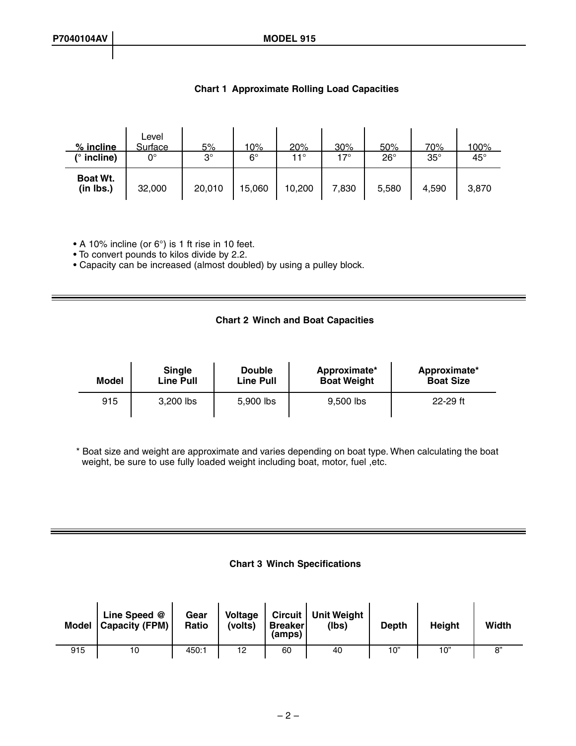### Chart 1 Approximate Rolling Load Capacities

| % incline | Level Surface | 5% | 10% | 20% | 30% | 50% | 70% | 100% |
|---|---|---|---|---|---|---|---|---|
| (° incline) | 0° | 3° | 6° | 11° | 17° | 26° | 35° | 45° |
| Boat Wt. (in lbs.) | 32,000 | 20,010 | 15,060 | 10,200 | 7,830 | 5,580 | 4,590 | 3,870 |

- A 10% incline (or 6°) is 1 ft rise in 10 feet.
- To convert pounds to kilos divide by 2.2.
- Capacity can be increased (almost doubled) by using a pulley block.

### Chart 2 Winch and Boat Capacities

| Model | Single Line Pull | Double Line Pull | Approximate* Boat Weight | Approximate* Boat Size |
|---|---|---|---|---|
| 915 | 3,200 lbs | 5,900 lbs | 9,500 lbs | 22-29 ft |

* Boat size and weight are approximate and varies depending on boat type. When calculating the boat weight, be sure to use fully loaded weight including boat, motor, fuel ,etc.

### Chart 3 Winch Specifications

| Model | Line Speed @ Capacity (FPM) | Gear Ratio | Voltage (volts) | Circuit Breaker (amps) | Unit Weight (lbs) | Depth | Height | Width |
|---|---|---|---|---|---|---|---|---|
| 915 | 10 | 450:1 | 12 | 60 | 40 | 10" | 10" | 8" |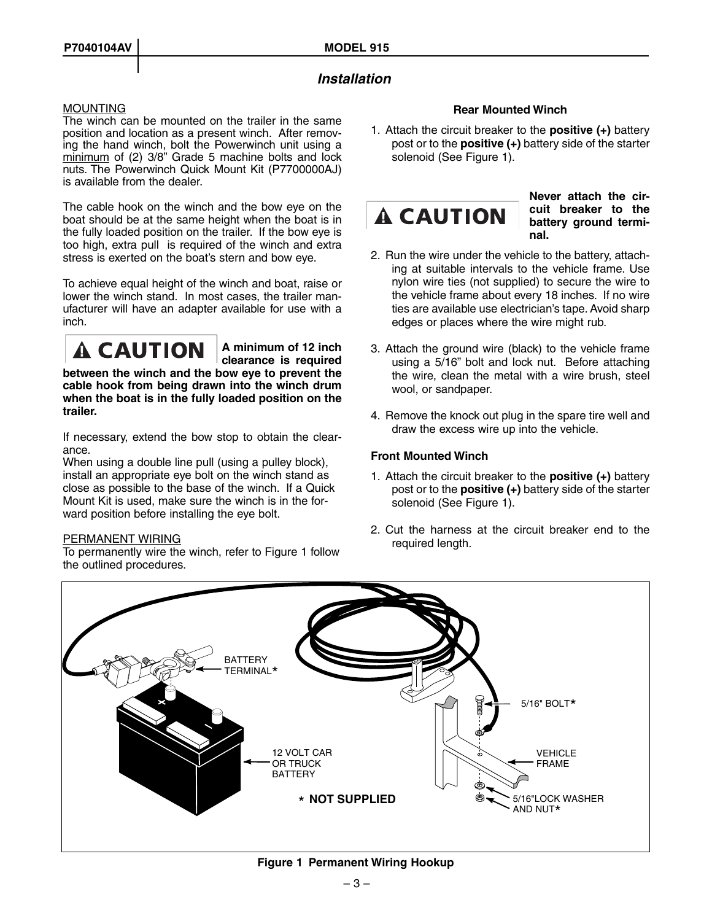## Installation

MOUNTING

The winch can be mounted on the trailer in the same position and location as a present winch. After removing the hand winch, bolt the Powerwinch unit using a minimum of (2) 3/8" Grade 5 machine bolts and lock nuts. The Powerwinch Quick Mount Kit (P7700000AJ) is available from the dealer.

The cable hook on the winch and the bow eye on the boat should be at the same height when the boat is in the fully loaded position on the trailer. If the bow eye is too high, extra pull is required of the winch and extra stress is exerted on the boat's stern and bow eye.

To achieve equal height of the winch and boat, raise or lower the winch stand. In most cases, the trailer manufacturer will have an adapter available for use with a inch.

**⚠ CAUTION** **A minimum of 12 inch clearance is required between the winch and the bow eye to prevent the cable hook from being drawn into the winch drum when the boat is in the fully loaded position on the trailer.**

If necessary, extend the bow stop to obtain the clearance.

When using a double line pull (using a pulley block), install an appropriate eye bolt on the winch stand as close as possible to the base of the winch. If a Quick Mount Kit is used, make sure the winch is in the forward position before installing the eye bolt.

PERMANENT WIRING

To permanently wire the winch, refer to Figure 1 follow the outlined procedures.

**Rear Mounted Winch**

1. Attach the circuit breaker to the **positive (+)** battery post or to the **positive (+)** battery side of the starter solenoid (See Figure 1).

**⚠ CAUTION** **Never attach the circuit breaker to the battery ground terminal.**

2. Run the wire under the vehicle to the battery, attaching at suitable intervals to the vehicle frame. Use nylon wire ties (not supplied) to secure the wire to the vehicle frame about every 18 inches. If no wire ties are available use electrician's tape. Avoid sharp edges or places where the wire might rub.
3. Attach the ground wire (black) to the vehicle frame using a 5/16" bolt and lock nut. Before attaching the wire, clean the metal with a wire brush, steel wool, or sandpaper.
4. Remove the knock out plug in the spare tire well and draw the excess wire up into the vehicle.

**Front Mounted Winch**

1. Attach the circuit breaker to the **positive (+)** battery post or to the **positive (+)** battery side of the starter solenoid (See Figure 1).
2. Cut the harness at the circuit breaker end to the required length.

BATTERY TERMINAL*

12 VOLT CAR OR TRUCK BATTERY

5/16" BOLT*

VEHICLE FRAME

5/16"LOCK WASHER AND NUT*

* **NOT SUPPLIED**

**Figure 1 Permanent Wiring Hookup**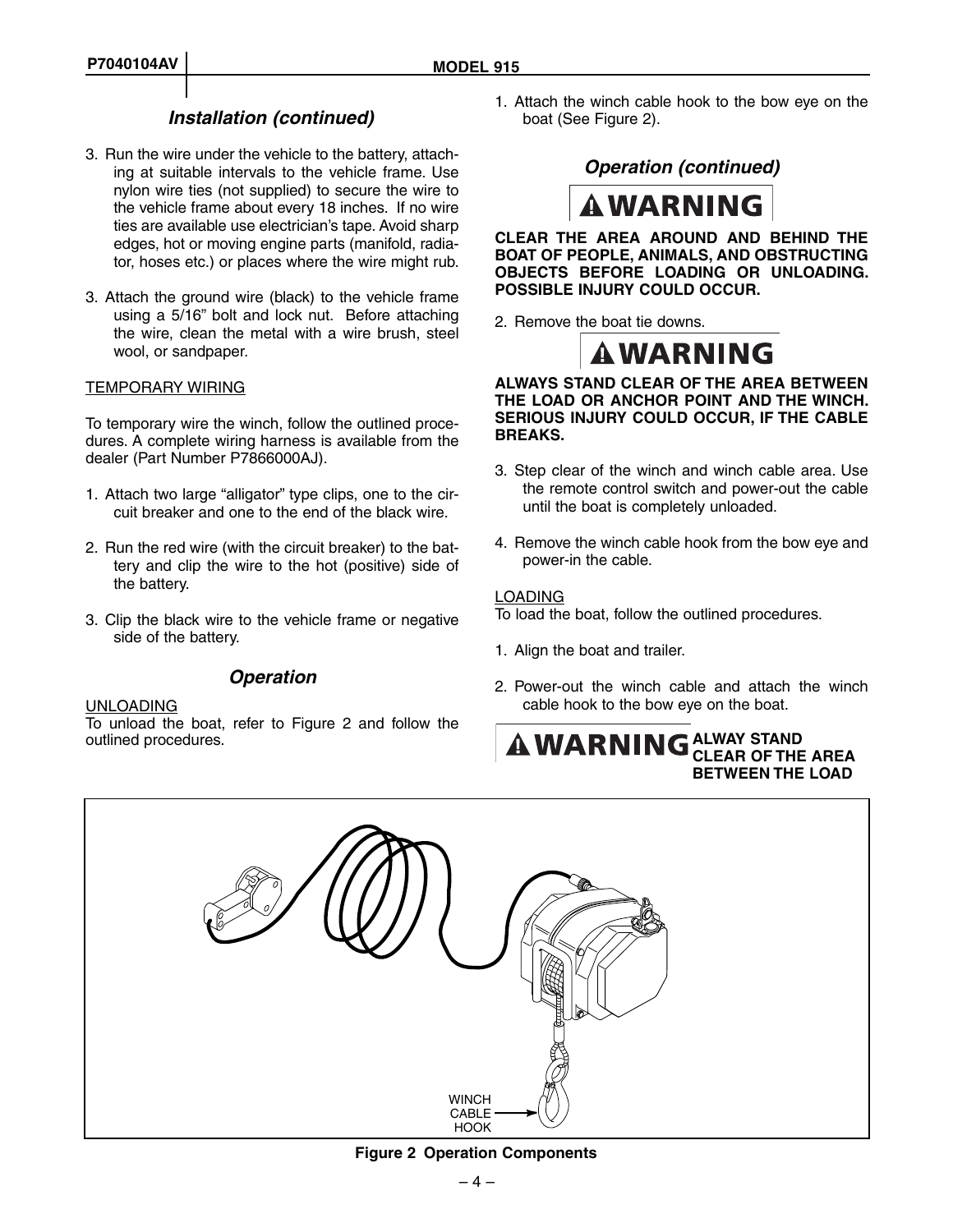## *Installation (continued)*

3. Run the wire under the vehicle to the battery, attaching at suitable intervals to the vehicle frame. Use nylon wire ties (not supplied) to secure the wire to the vehicle frame about every 18 inches. If no wire ties are available use electrician's tape. Avoid sharp edges, hot or moving engine parts (manifold, radiator, hoses etc.) or places where the wire might rub.

3. Attach the ground wire (black) to the vehicle frame using a 5/16" bolt and lock nut. Before attaching the wire, clean the metal with a wire brush, steel wool, or sandpaper.

TEMPORARY WIRING

To temporary wire the winch, follow the outlined procedures. A complete wiring harness is available from the dealer (Part Number P7866000AJ).

1. Attach two large "alligator" type clips, one to the circuit breaker and one to the end of the black wire.

2. Run the red wire (with the circuit breaker) to the battery and clip the wire to the hot (positive) side of the battery.

3. Clip the black wire to the vehicle frame or negative side of the battery.

## *Operation*

UNLOADING

To unload the boat, refer to Figure 2 and follow the outlined procedures.

1. Attach the winch cable hook to the bow eye on the boat (See Figure 2).

## *Operation (continued)*

**⚠WARNING**

**CLEAR THE AREA AROUND AND BEHIND THE BOAT OF PEOPLE, ANIMALS, AND OBSTRUCTING OBJECTS BEFORE LOADING OR UNLOADING. POSSIBLE INJURY COULD OCCUR.**

2. Remove the boat tie downs.

**⚠WARNING**

**ALWAYS STAND CLEAR OF THE AREA BETWEEN THE LOAD OR ANCHOR POINT AND THE WINCH. SERIOUS INJURY COULD OCCUR, IF THE CABLE BREAKS.**

3. Step clear of the winch and winch cable area. Use the remote control switch and power-out the cable until the boat is completely unloaded.

4. Remove the winch cable hook from the bow eye and power-in the cable.

LOADING

To load the boat, follow the outlined procedures.

1. Align the boat and trailer.

2. Power-out the winch cable and attach the winch cable hook to the bow eye on the boat.

**⚠WARNING** **ALWAY STAND CLEAR OF THE AREA BETWEEN THE LOAD**

WINCH CABLE HOOK

**Figure 2 Operation Components**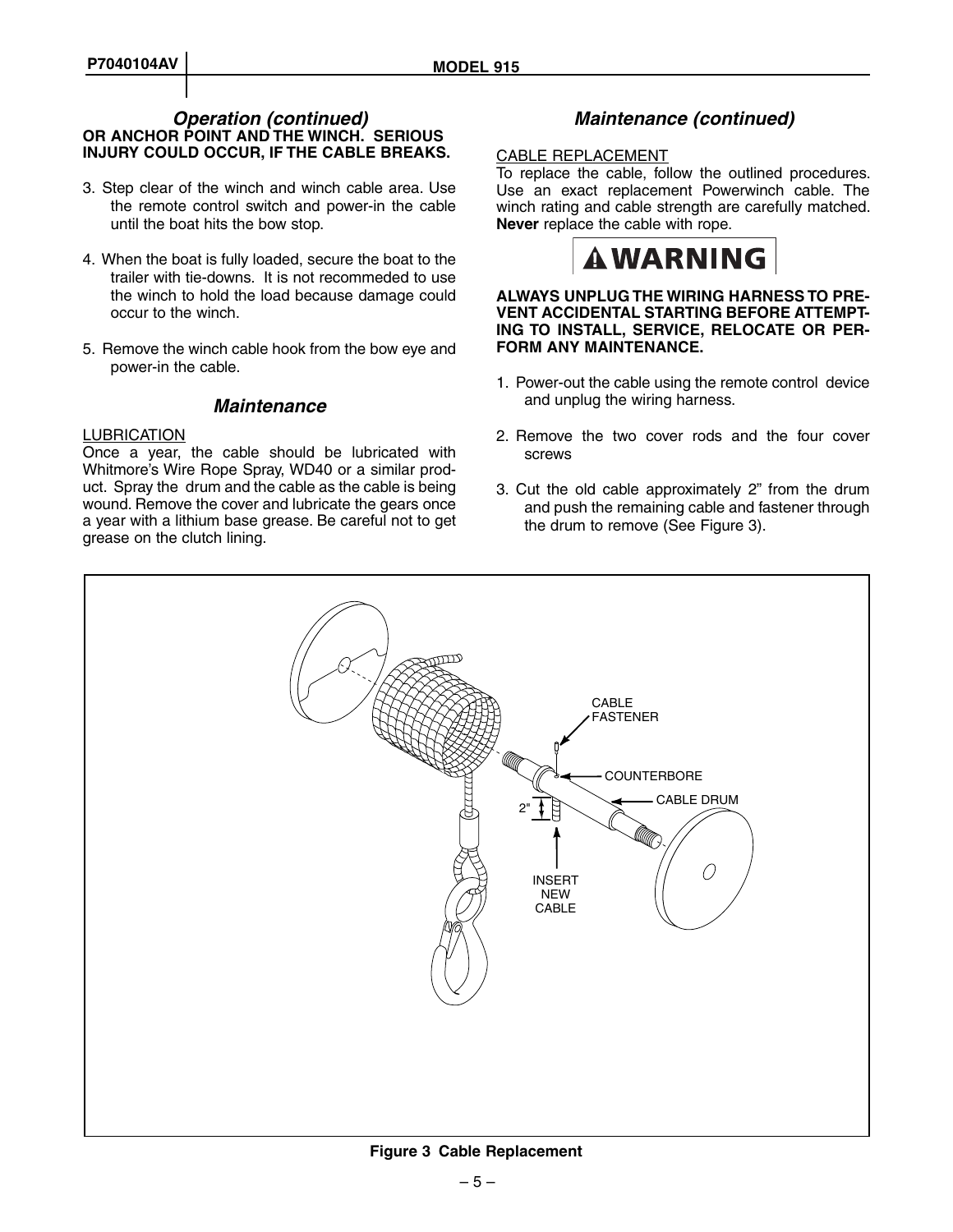## *Operation (continued)*

**OR ANCHOR POINT AND THE WINCH. SERIOUS INJURY COULD OCCUR, IF THE CABLE BREAKS.**

3. Step clear of the winch and winch cable area. Use the remote control switch and power-in the cable until the boat hits the bow stop.

4. When the boat is fully loaded, secure the boat to the trailer with tie-downs. It is not recommeded to use the winch to hold the load because damage could occur to the winch.

5. Remove the winch cable hook from the bow eye and power-in the cable.

## *Maintenance*

LUBRICATION

Once a year, the cable should be lubricated with Whitmore's Wire Rope Spray, WD40 or a similar product. Spray the drum and the cable as the cable is being wound. Remove the cover and lubricate the gears once a year with a lithium base grease. Be careful not to get grease on the clutch lining.

## *Maintenance (continued)*

CABLE REPLACEMENT

To replace the cable, follow the outlined procedures. Use an exact replacement Powerwinch cable. The winch rating and cable strength are carefully matched. **Never** replace the cable with rope.

**⚠ WARNING**

**ALWAYS UNPLUG THE WIRING HARNESS TO PREVENT ACCIDENTAL STARTING BEFORE ATTEMPTING TO INSTALL, SERVICE, RELOCATE OR PERFORM ANY MAINTENANCE.**

1. Power-out the cable using the remote control device and unplug the wiring harness.

2. Remove the two cover rods and the four cover screws

3. Cut the old cable approximately 2" from the drum and push the remaining cable and fastener through the drum to remove (See Figure 3).

CABLE FASTENER

COUNTERBORE

CABLE DRUM

2"

INSERT NEW CABLE

**Figure 3 Cable Replacement**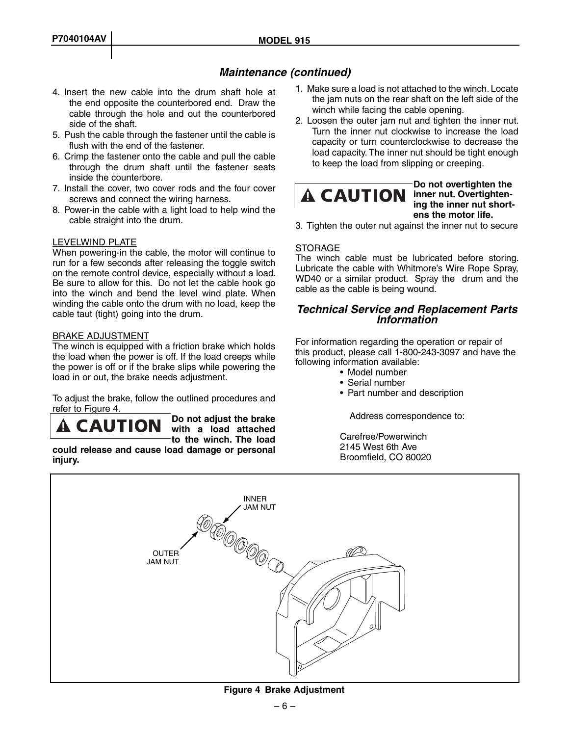## Maintenance (continued)

4. Insert the new cable into the drum shaft hole at the end opposite the counterbored end. Draw the cable through the hole and out the counterbored side of the shaft.
5. Push the cable through the fastener until the cable is flush with the end of the fastener.
6. Crimp the fastener onto the cable and pull the cable through the drum shaft until the fastener seats inside the counterbore.
7. Install the cover, two cover rods and the four cover screws and connect the wiring harness.
8. Power-in the cable with a light load to help wind the cable straight into the drum.

LEVELWIND PLATE

When powering-in the cable, the motor will continue to run for a few seconds after releasing the toggle switch on the remote control device, especially without a load. Be sure to allow for this. Do not let the cable hook go into the winch and bend the level wind plate. When winding the cable onto the drum with no load, keep the cable taut (tight) going into the drum.

BRAKE ADJUSTMENT

The winch is equipped with a friction brake which holds the load when the power is off. If the load creeps while the power is off or if the brake slips while powering the load in or out, the brake needs adjustment.

To adjust the brake, follow the outlined procedures and refer to Figure 4.

**⚠ CAUTION** **Do not adjust the brake with a load attached to the winch. The load could release and cause load damage or personal injury.**

1. Make sure a load is not attached to the winch. Locate the jam nuts on the rear shaft on the left side of the winch while facing the cable opening.
2. Loosen the outer jam nut and tighten the inner nut. Turn the inner nut clockwise to increase the load capacity or turn counterclockwise to decrease the load capacity. The inner nut should be tight enough to keep the load from slipping or creeping.

**⚠ CAUTION** **Do not overtighten the inner nut. Overtightening the inner nut shortens the motor life.**

3. Tighten the outer nut against the inner nut to secure

STORAGE

The winch cable must be lubricated before storing. Lubricate the cable with Whitmore's Wire Rope Spray, WD40 or a similar product. Spray the drum and the cable as the cable is being wound.

## Technical Service and Replacement Parts Information

For information regarding the operation or repair of this product, please call 1-800-243-3097 and have the following information available:

- Model number
- Serial number
- Part number and description

Address correspondence to:

Carefree/Powerwinch
2145 West 6th Ave
Broomfield, CO 80020

INNER JAM NUT

OUTER JAM NUT

**Figure 4 Brake Adjustment**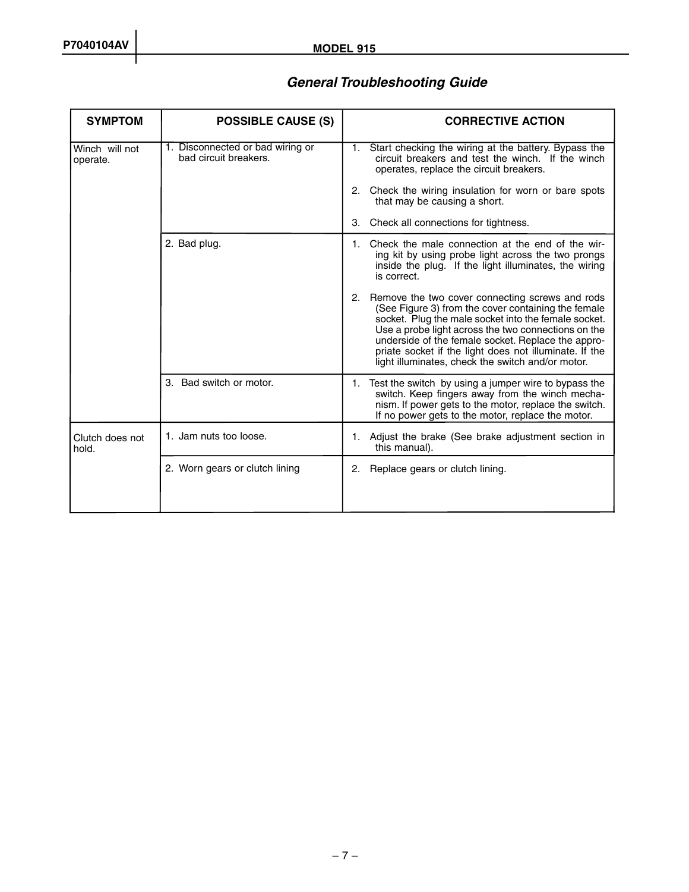## General Troubleshooting Guide

| SYMPTOM | POSSIBLE CAUSE (S) | CORRECTIVE ACTION |
|---|---|---|
| Winch will not operate. | 1. Disconnected or bad wiring or bad circuit breakers. | 1. Start checking the wiring at the battery. Bypass the circuit breakers and test the winch. If the winch operates, replace the circuit breakers.<br><br>2. Check the wiring insulation for worn or bare spots that may be causing a short.<br><br>3. Check all connections for tightness. |
| | 2. Bad plug. | 1. Check the male connection at the end of the wiring kit by using probe light across the two prongs inside the plug. If the light illuminates, the wiring is correct.<br><br>2. Remove the two cover connecting screws and rods (See Figure 3) from the cover containing the female socket. Plug the male socket into the female socket. Use a probe light across the two connections on the underside of the female socket. Replace the appropriate socket if the light does not illuminate. If the light illuminates, check the switch and/or motor. |
| | 3. Bad switch or motor. | 1. Test the switch by using a jumper wire to bypass the switch. Keep fingers away from the winch mechanism. If power gets to the motor, replace the switch. If no power gets to the motor, replace the motor. |
| Clutch does not hold. | 1. Jam nuts too loose. | 1. Adjust the brake (See brake adjustment section in this manual). |
| | 2. Worn gears or clutch lining | 2. Replace gears or clutch lining. |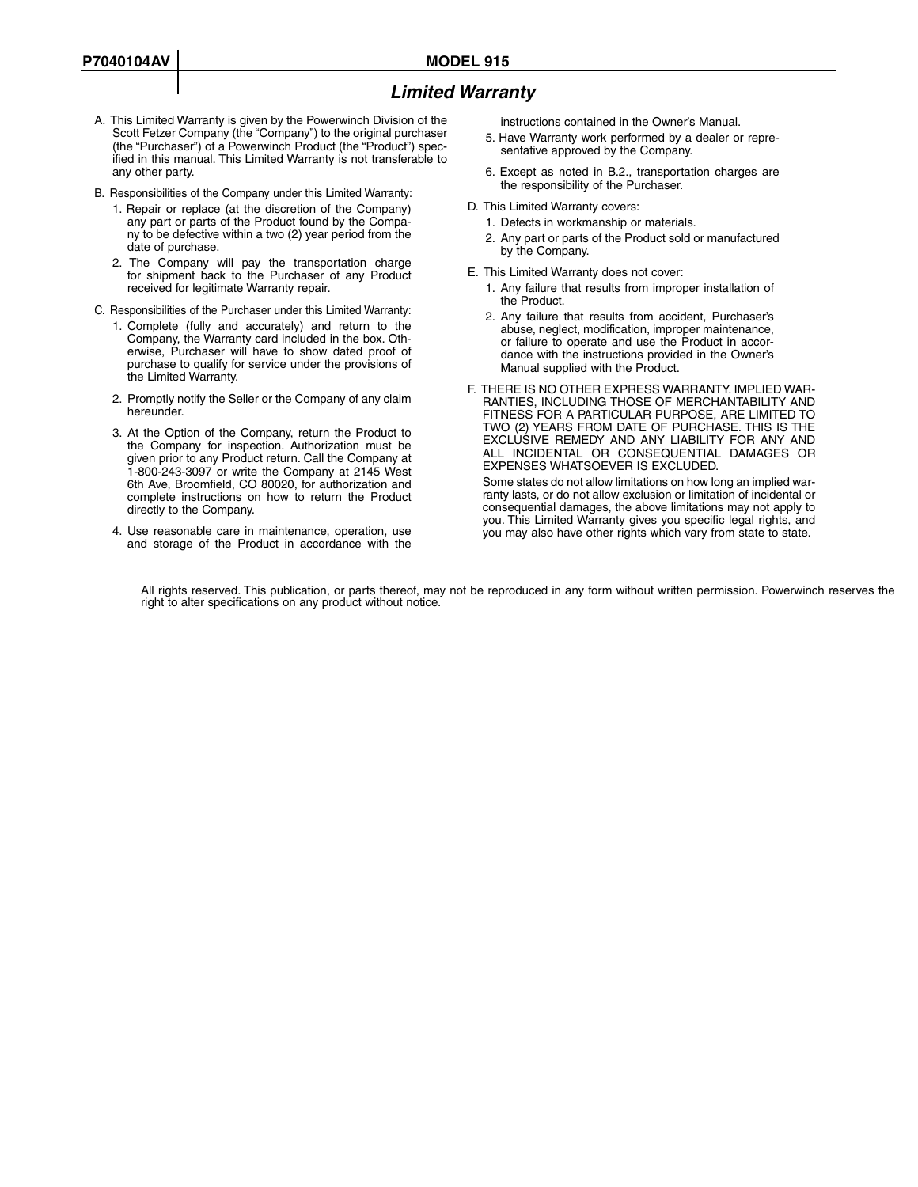## Limited Warranty

A. This Limited Warranty is given by the Powerwinch Division of the Scott Fetzer Company (the "Company") to the original purchaser (the "Purchaser") of a Powerwinch Product (the "Product") specified in this manual. This Limited Warranty is not transferable to any other party.

B. Responsibilities of the Company under this Limited Warranty:

1. Repair or replace (at the discretion of the Company) any part or parts of the Product found by the Company to be defective within a two (2) year period from the date of purchase.
2. The Company will pay the transportation charge for shipment back to the Purchaser of any Product received for legitimate Warranty repair.

C. Responsibilities of the Purchaser under this Limited Warranty:

1. Complete (fully and accurately) and return to the Company, the Warranty card included in the box. Otherwise, Purchaser will have to show dated proof of purchase to qualify for service under the provisions of the Limited Warranty.
2. Promptly notify the Seller or the Company of any claim hereunder.
3. At the Option of the Company, return the Product to the Company for inspection. Authorization must be given prior to any Product return. Call the Company at 1-800-243-3097 or write the Company at 2145 West 6th Ave, Broomfield, CO 80020, for authorization and complete instructions on how to return the Product directly to the Company.
4. Use reasonable care in maintenance, operation, use and storage of the Product in accordance with the instructions contained in the Owner's Manual.
5. Have Warranty work performed by a dealer or representative approved by the Company.
6. Except as noted in B.2., transportation charges are the responsibility of the Purchaser.

D. This Limited Warranty covers:

1. Defects in workmanship or materials.
2. Any part or parts of the Product sold or manufactured by the Company.

E. This Limited Warranty does not cover:

1. Any failure that results from improper installation of the Product.
2. Any failure that results from accident, Purchaser's abuse, neglect, modification, improper maintenance, or failure to operate and use the Product in accordance with the instructions provided in the Owner's Manual supplied with the Product.

F. THERE IS NO OTHER EXPRESS WARRANTY. IMPLIED WARRANTIES, INCLUDING THOSE OF MERCHANTABILITY AND FITNESS FOR A PARTICULAR PURPOSE, ARE LIMITED TO TWO (2) YEARS FROM DATE OF PURCHASE. THIS IS THE EXCLUSIVE REMEDY AND ANY LIABILITY FOR ANY AND ALL INCIDENTAL OR CONSEQUENTIAL DAMAGES OR EXPENSES WHATSOEVER IS EXCLUDED.

Some states do not allow limitations on how long an implied warranty lasts, or do not allow exclusion or limitation of incidental or consequential damages, the above limitations may not apply to you. This Limited Warranty gives you specific legal rights, and you may also have other rights which vary from state to state.

All rights reserved. This publication, or parts thereof, may not be reproduced in any form without written permission. Powerwinch reserves the right to alter specifications on any product without notice.